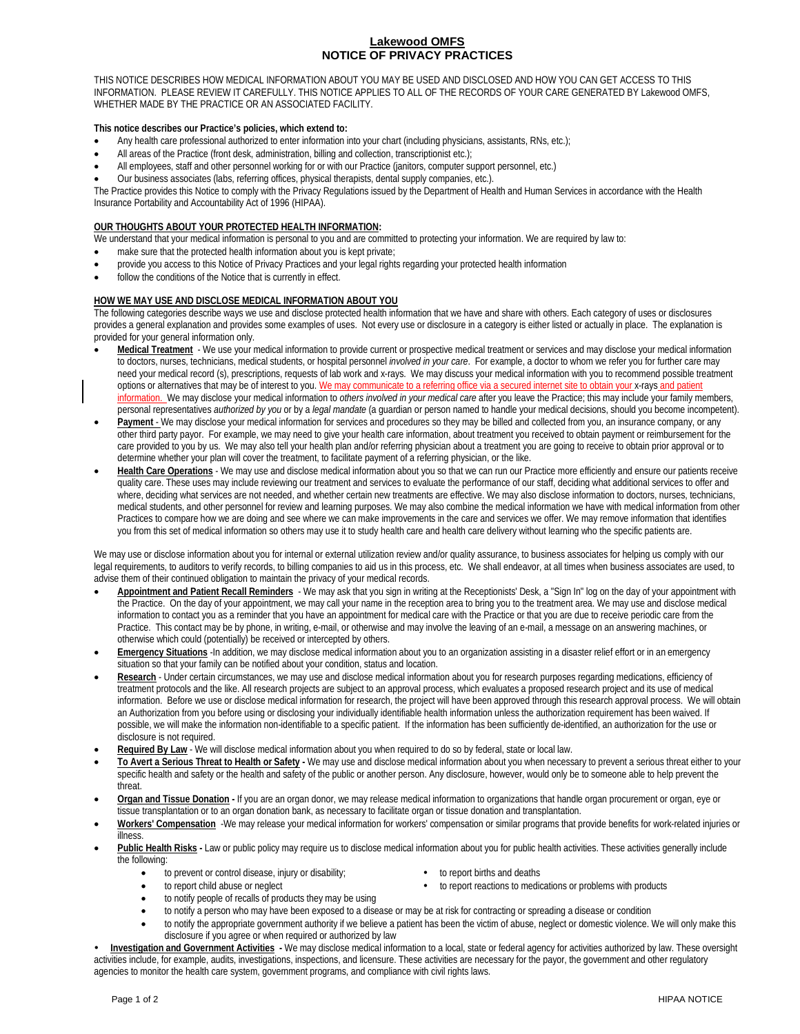# Lakewood OMFS
# NOTICE OF PRIVACY PRACTICES

THIS NOTICE DESCRIBES HOW MEDICAL INFORMATION ABOUT YOU MAY BE USED AND DISCLOSED AND HOW YOU CAN GET ACCESS TO THIS INFORMATION. PLEASE REVIEW IT CAREFULLY. THIS NOTICE APPLIES TO ALL OF THE RECORDS OF YOUR CARE GENERATED BY Lakewood OMFS, WHETHER MADE BY THE PRACTICE OR AN ASSOCIATED FACILITY.

**This notice describes our Practice's policies, which extend to:**

- Any health care professional authorized to enter information into your chart (including physicians, assistants, RNs, etc.);
- All areas of the Practice (front desk, administration, billing and collection, transcriptionist etc.);
- All employees, staff and other personnel working for or with our Practice (janitors, computer support personnel, etc.)
- Our business associates (labs, referring offices, physical therapists, dental supply companies, etc.).

The Practice provides this Notice to comply with the Privacy Regulations issued by the Department of Health and Human Services in accordance with the Health Insurance Portability and Accountability Act of 1996 (HIPAA).

**OUR THOUGHTS ABOUT YOUR PROTECTED HEALTH INFORMATION:**

We understand that your medical information is personal to you and are committed to protecting your information. We are required by law to:

- make sure that the protected health information about you is kept private;
- provide you access to this Notice of Privacy Practices and your legal rights regarding your protected health information
- follow the conditions of the Notice that is currently in effect.

**HOW WE MAY USE AND DISCLOSE MEDICAL INFORMATION ABOUT YOU**

The following categories describe ways we use and disclose protected health information that we have and share with others. Each category of uses or disclosures provides a general explanation and provides some examples of uses. Not every use or disclosure in a category is either listed or actually in place. The explanation is provided for your general information only.

- **Medical Treatment** - We use your medical information to provide current or prospective medical treatment or services and may disclose your medical information to doctors, nurses, technicians, medical students, or hospital personnel *involved in your care*. For example, a doctor to whom we refer you for further care may need your medical record (s), prescriptions, requests of lab work and x-rays. We may discuss your medical information with you to recommend possible treatment options or alternatives that may be of interest to you. We may communicate to a referring office via a secured internet site to obtain your x-rays and patient information. We may disclose your medical information to *others involved in your medical care* after you leave the Practice; this may include your family members, personal representatives *authorized by you* or by a *legal mandate* (a guardian or person named to handle your medical decisions, should you become incompetent).
- **Payment** - We may disclose your medical information for services and procedures so they may be billed and collected from you, an insurance company, or any other third party payor. For example, we may need to give your health care information, about treatment you received to obtain payment or reimbursement for the care provided to you by us. We may also tell your health plan and/or referring physician about a treatment you are going to receive to obtain prior approval or to determine whether your plan will cover the treatment, to facilitate payment of a referring physician, or the like.
- **Health Care Operations** - We may use and disclose medical information about you so that we can run our Practice more efficiently and ensure our patients receive quality care. These uses may include reviewing our treatment and services to evaluate the performance of our staff, deciding what additional services to offer and where, deciding what services are not needed, and whether certain new treatments are effective. We may also disclose information to doctors, nurses, technicians, medical students, and other personnel for review and learning purposes. We may also combine the medical information we have with medical information from other Practices to compare how we are doing and see where we can make improvements in the care and services we offer. We may remove information that identifies you from this set of medical information so others may use it to study health care and health care delivery without learning who the specific patients are.

We may use or disclose information about you for internal or external utilization review and/or quality assurance, to business associates for helping us comply with our legal requirements, to auditors to verify records, to billing companies to aid us in this process, etc. We shall endeavor, at all times when business associates are used, to advise them of their continued obligation to maintain the privacy of your medical records.

- **Appointment and Patient Recall Reminders** - We may ask that you sign in writing at the Receptionists' Desk, a "Sign In" log on the day of your appointment with the Practice. On the day of your appointment, we may call your name in the reception area to bring you to the treatment area. We may use and disclose medical information to contact you as a reminder that you have an appointment for medical care with the Practice or that you are due to receive periodic care from the Practice. This contact may be by phone, in writing, e-mail, or otherwise and may involve the leaving of an e-mail, a message on an answering machines, or otherwise which could (potentially) be received or intercepted by others.
- **Emergency Situations** -In addition, we may disclose medical information about you to an organization assisting in a disaster relief effort or in an emergency situation so that your family can be notified about your condition, status and location.
- **Research** - Under certain circumstances, we may use and disclose medical information about you for research purposes regarding medications, efficiency of treatment protocols and the like. All research projects are subject to an approval process, which evaluates a proposed research project and its use of medical information. Before we use or disclose medical information for research, the project will have been approved through this research approval process. We will obtain an Authorization from you before using or disclosing your individually identifiable health information unless the authorization requirement has been waived. If possible, we will make the information non-identifiable to a specific patient. If the information has been sufficiently de-identified, an authorization for the use or disclosure is not required.
- **Required By Law** - We will disclose medical information about you when required to do so by federal, state or local law.
- **To Avert a Serious Threat to Health or Safety** - We may use and disclose medical information about you when necessary to prevent a serious threat either to your specific health and safety or the health and safety of the public or another person. Any disclosure, however, would only be to someone able to help prevent the threat.
- **Organ and Tissue Donation** - If you are an organ donor, we may release medical information to organizations that handle organ procurement or organ, eye or tissue transplantation or to an organ donation bank, as necessary to facilitate organ or tissue donation and transplantation.
- **Workers' Compensation** -We may release your medical information for workers' compensation or similar programs that provide benefits for work-related injuries or illness.
- **Public Health Risks** - Law or public policy may require us to disclose medical information about you for public health activities. These activities generally include the following:
    - to prevent or control disease, injury or disability;
    - to report births and deaths
    - to report child abuse or neglect
    - to report reactions to medications or problems with products
    - to notify people of recalls of products they may be using
    - to notify a person who may have been exposed to a disease or may be at risk for contracting or spreading a disease or condition
    - to notify the appropriate government authority if we believe a patient has been the victim of abuse, neglect or domestic violence. We will only make this disclosure if you agree or when required or authorized by law
- **Investigation and Government Activities** - We may disclose medical information to a local, state or federal agency for activities authorized by law. These oversight activities include, for example, audits, investigations, inspections, and licensure. These activities are necessary for the payor, the government and other regulatory agencies to monitor the health care system, government programs, and compliance with civil rights laws.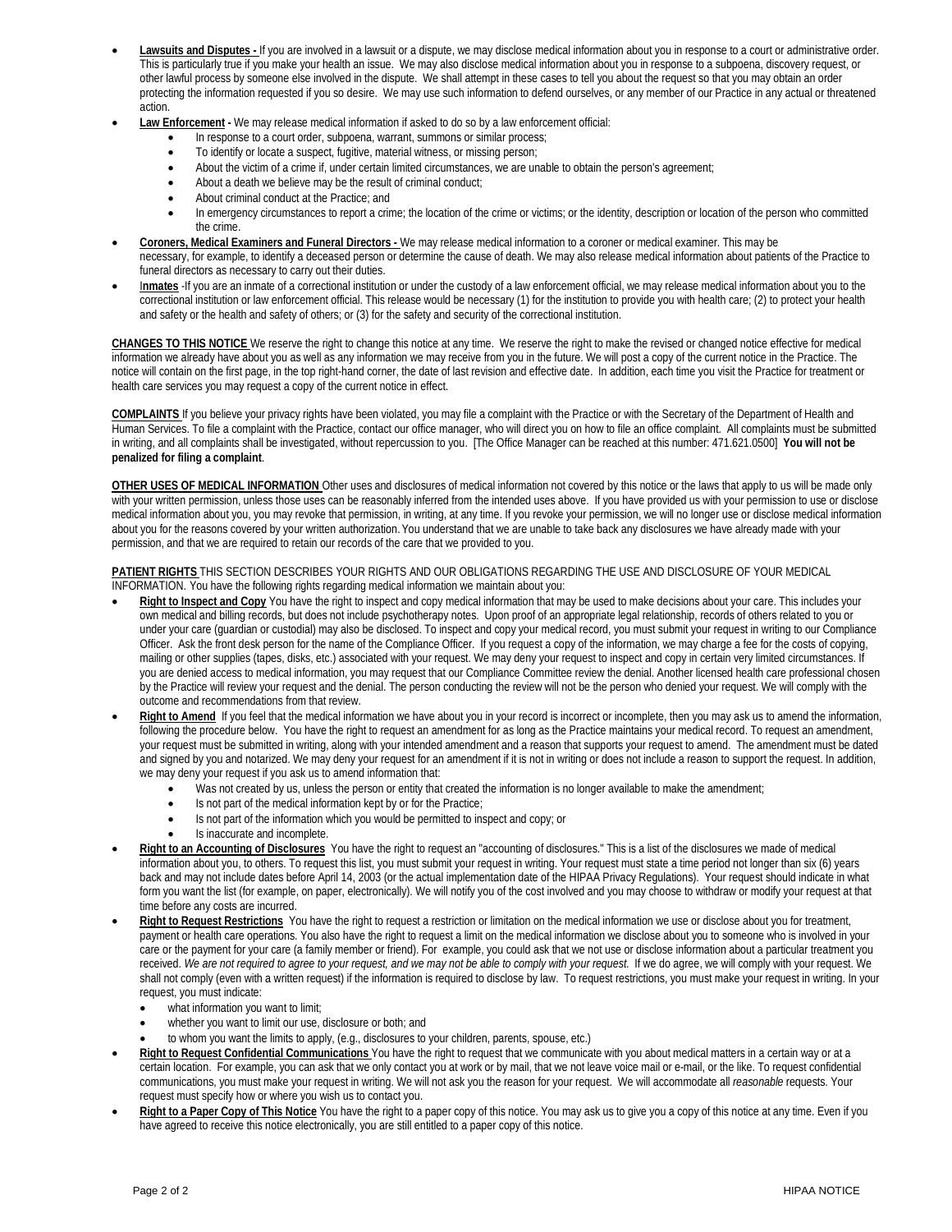- **Lawsuits and Disputes -** If you are involved in a lawsuit or a dispute, we may disclose medical information about you in response to a court or administrative order. This is particularly true if you make your health an issue. We may also disclose medical information about you in response to a subpoena, discovery request, or other lawful process by someone else involved in the dispute. We shall attempt in these cases to tell you about the request so that you may obtain an order protecting the information requested if you so desire. We may use such information to defend ourselves, or any member of our Practice in any actual or threatened action.
- **Law Enforcement -** We may release medical information if asked to do so by a law enforcement official:
  - In response to a court order, subpoena, warrant, summons or similar process;
  - To identify or locate a suspect, fugitive, material witness, or missing person;
  - About the victim of a crime if, under certain limited circumstances, we are unable to obtain the person's agreement;
  - About a death we believe may be the result of criminal conduct;
  - About criminal conduct at the Practice; and
  - In emergency circumstances to report a crime; the location of the crime or victims; or the identity, description or location of the person who committed the crime.
- **Coroners, Medical Examiners and Funeral Directors -** We may release medical information to a coroner or medical examiner. This may be necessary, for example, to identify a deceased person or determine the cause of death. We may also release medical information about patients of the Practice to funeral directors as necessary to carry out their duties.
- **Inmates** -If you are an inmate of a correctional institution or under the custody of a law enforcement official, we may release medical information about you to the correctional institution or law enforcement official. This release would be necessary (1) for the institution to provide you with health care; (2) to protect your health and safety or the health and safety of others; or (3) for the safety and security of the correctional institution.

**CHANGES TO THIS NOTICE** We reserve the right to change this notice at any time. We reserve the right to make the revised or changed notice effective for medical information we already have about you as well as any information we may receive from you in the future. We will post a copy of the current notice in the Practice. The notice will contain on the first page, in the top right-hand corner, the date of last revision and effective date. In addition, each time you visit the Practice for treatment or health care services you may request a copy of the current notice in effect.

**COMPLAINTS** If you believe your privacy rights have been violated, you may file a complaint with the Practice or with the Secretary of the Department of Health and Human Services. To file a complaint with the Practice, contact our office manager, who will direct you on how to file an office complaint. All complaints must be submitted in writing, and all complaints shall be investigated, without repercussion to you. [The Office Manager can be reached at this number: 471.621.0500] **You will not be penalized for filing a complaint**.

**OTHER USES OF MEDICAL INFORMATION** Other uses and disclosures of medical information not covered by this notice or the laws that apply to us will be made only with your written permission, unless those uses can be reasonably inferred from the intended uses above. If you have provided us with your permission to use or disclose medical information about you, you may revoke that permission, in writing, at any time. If you revoke your permission, we will no longer use or disclose medical information about you for the reasons covered by your written authorization. You understand that we are unable to take back any disclosures we have already made with your permission, and that we are required to retain our records of the care that we provided to you.

**PATIENT RIGHTS** THIS SECTION DESCRIBES YOUR RIGHTS AND OUR OBLIGATIONS REGARDING THE USE AND DISCLOSURE OF YOUR MEDICAL INFORMATION. You have the following rights regarding medical information we maintain about you:

- **Right to Inspect and Copy** You have the right to inspect and copy medical information that may be used to make decisions about your care. This includes your own medical and billing records, but does not include psychotherapy notes. Upon proof of an appropriate legal relationship, records of others related to you or under your care (guardian or custodial) may also be disclosed. To inspect and copy your medical record, you must submit your request in writing to our Compliance Officer. Ask the front desk person for the name of the Compliance Officer. If you request a copy of the information, we may charge a fee for the costs of copying, mailing or other supplies (tapes, disks, etc.) associated with your request. We may deny your request to inspect and copy in certain very limited circumstances. If you are denied access to medical information, you may request that our Compliance Committee review the denial. Another licensed health care professional chosen by the Practice will review your request and the denial. The person conducting the review will not be the person who denied your request. We will comply with the outcome and recommendations from that review.
- **Right to Amend** If you feel that the medical information we have about you in your record is incorrect or incomplete, then you may ask us to amend the information, following the procedure below. You have the right to request an amendment for as long as the Practice maintains your medical record. To request an amendment, your request must be submitted in writing, along with your intended amendment and a reason that supports your request to amend. The amendment must be dated and signed by you and notarized. We may deny your request for an amendment if it is not in writing or does not include a reason to support the request. In addition, we may deny your request if you ask us to amend information that:
  - Was not created by us, unless the person or entity that created the information is no longer available to make the amendment;
  - Is not part of the medical information kept by or for the Practice;
  - Is not part of the information which you would be permitted to inspect and copy; or
  - Is inaccurate and incomplete.
- **Right to an Accounting of Disclosures** You have the right to request an "accounting of disclosures." This is a list of the disclosures we made of medical information about you, to others. To request this list, you must submit your request in writing. Your request must state a time period not longer than six (6) years back and may not include dates before April 14, 2003 (or the actual implementation date of the HIPAA Privacy Regulations). Your request should indicate in what form you want the list (for example, on paper, electronically). We will notify you of the cost involved and you may choose to withdraw or modify your request at that time before any costs are incurred.
- **Right to Request Restrictions** You have the right to request a restriction or limitation on the medical information we use or disclose about you for treatment, payment or health care operations. You also have the right to request a limit on the medical information we disclose about you to someone who is involved in your care or the payment for your care (a family member or friend). For example, you could ask that we not use or disclose information about a particular treatment you received. *We are not required to agree to your request, and we may not be able to comply with your request.* If we do agree, we will comply with your request. We shall not comply (even with a written request) if the information is required to disclose by law. To request restrictions, you must make your request in writing. In your request, you must indicate:
  - what information you want to limit;
  - whether you want to limit our use, disclosure or both; and
  - to whom you want the limits to apply, (e.g., disclosures to your children, parents, spouse, etc.)
- **Right to Request Confidential Communications** You have the right to request that we communicate with you about medical matters in a certain way or at a certain location. For example, you can ask that we only contact you at work or by mail, that we not leave voice mail or e-mail, or the like. To request confidential communications, you must make your request in writing. We will not ask you the reason for your request. We will accommodate all *reasonable* requests. Your request must specify how or where you wish us to contact you.
- **Right to a Paper Copy of This Notice** You have the right to a paper copy of this notice. You may ask us to give you a copy of this notice at any time. Even if you have agreed to receive this notice electronically, you are still entitled to a paper copy of this notice.